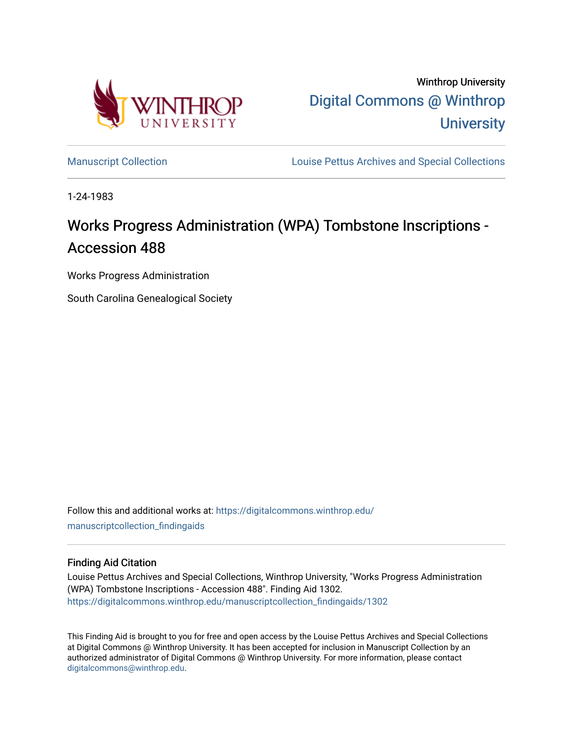Winthrop University

Digital Commons @ Winthrop University

Manuscript Collection

Louise Pettus Archives and Special Collections

1-24-1983

# Works Progress Administration (WPA) Tombstone Inscriptions - Accession 488

Works Progress Administration

South Carolina Genealogical Society

Follow this and additional works at: https://digitalcommons.winthrop.edu/manuscriptcollection_findingaids

## Finding Aid Citation

Louise Pettus Archives and Special Collections, Winthrop University, "Works Progress Administration (WPA) Tombstone Inscriptions - Accession 488". Finding Aid 1302.
https://digitalcommons.winthrop.edu/manuscriptcollection_findingaids/1302

This Finding Aid is brought to you for free and open access by the Louise Pettus Archives and Special Collections at Digital Commons @ Winthrop University. It has been accepted for inclusion in Manuscript Collection by an authorized administrator of Digital Commons @ Winthrop University. For more information, please contact digitalcommons@winthrop.edu.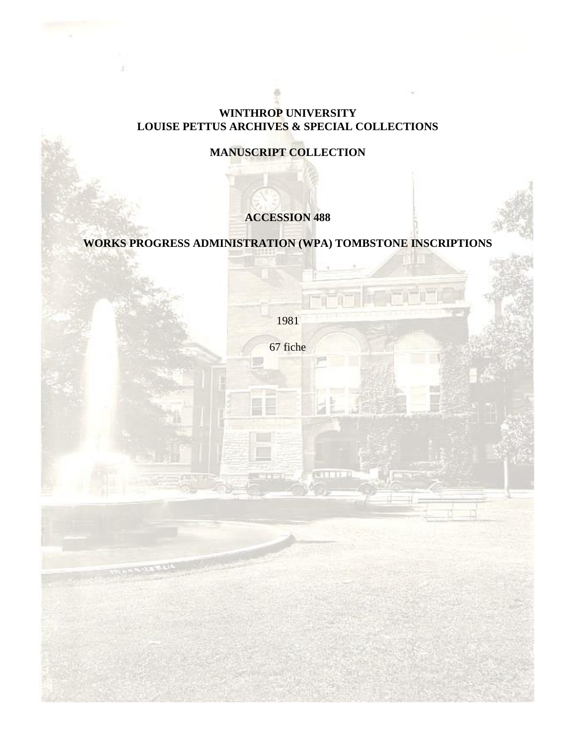# WINTHROP UNIVERSITY
# LOUISE PETTUS ARCHIVES & SPECIAL COLLECTIONS

## MANUSCRIPT COLLECTION

## ACCESSION 488

## WORKS PROGRESS ADMINISTRATION (WPA) TOMBSTONE INSCRIPTIONS

1981

67 fiche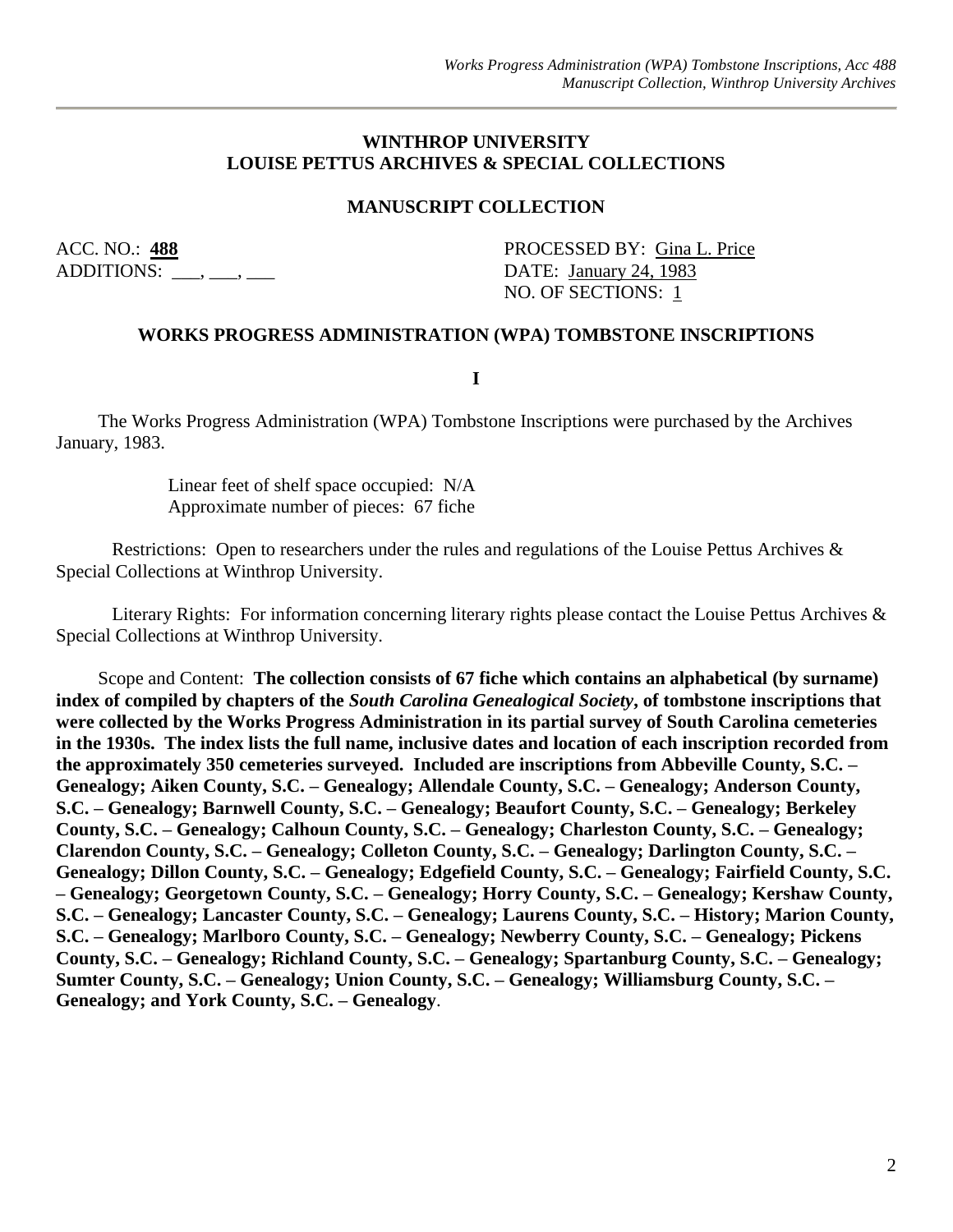**WINTHROP UNIVERSITY**
**LOUISE PETTUS ARCHIVES & SPECIAL COLLECTIONS**

**MANUSCRIPT COLLECTION**

ACC. NO.: **488**
ADDITIONS: ___, ___, ___

PROCESSED BY: Gina L. Price
DATE: January 24, 1983
NO. OF SECTIONS: 1

**WORKS PROGRESS ADMINISTRATION (WPA) TOMBSTONE INSCRIPTIONS**

**I**

The Works Progress Administration (WPA) Tombstone Inscriptions were purchased by the Archives January, 1983.

Linear feet of shelf space occupied: N/A
Approximate number of pieces: 67 fiche

Restrictions: Open to researchers under the rules and regulations of the Louise Pettus Archives & Special Collections at Winthrop University.

Literary Rights: For information concerning literary rights please contact the Louise Pettus Archives & Special Collections at Winthrop University.

Scope and Content: **The collection consists of 67 fiche which contains an alphabetical (by surname) index of compiled by chapters of the *South Carolina Genealogical Society*, of tombstone inscriptions that were collected by the Works Progress Administration in its partial survey of South Carolina cemeteries in the 1930s. The index lists the full name, inclusive dates and location of each inscription recorded from the approximately 350 cemeteries surveyed. Included are inscriptions from Abbeville County, S.C. – Genealogy; Aiken County, S.C. – Genealogy; Allendale County, S.C. – Genealogy; Anderson County, S.C. – Genealogy; Barnwell County, S.C. – Genealogy; Beaufort County, S.C. – Genealogy; Berkeley County, S.C. – Genealogy; Calhoun County, S.C. – Genealogy; Charleston County, S.C. – Genealogy; Clarendon County, S.C. – Genealogy; Colleton County, S.C. – Genealogy; Darlington County, S.C. – Genealogy; Dillon County, S.C. – Genealogy; Edgefield County, S.C. – Genealogy; Fairfield County, S.C. – Genealogy; Georgetown County, S.C. – Genealogy; Horry County, S.C. – Genealogy; Kershaw County, S.C. – Genealogy; Lancaster County, S.C. – Genealogy; Laurens County, S.C. – History; Marion County, S.C. – Genealogy; Marlboro County, S.C. – Genealogy; Newberry County, S.C. – Genealogy; Pickens County, S.C. – Genealogy; Richland County, S.C. – Genealogy; Spartanburg County, S.C. – Genealogy; Sumter County, S.C. – Genealogy; Union County, S.C. – Genealogy; Williamsburg County, S.C. – Genealogy; and York County, S.C. – Genealogy**.